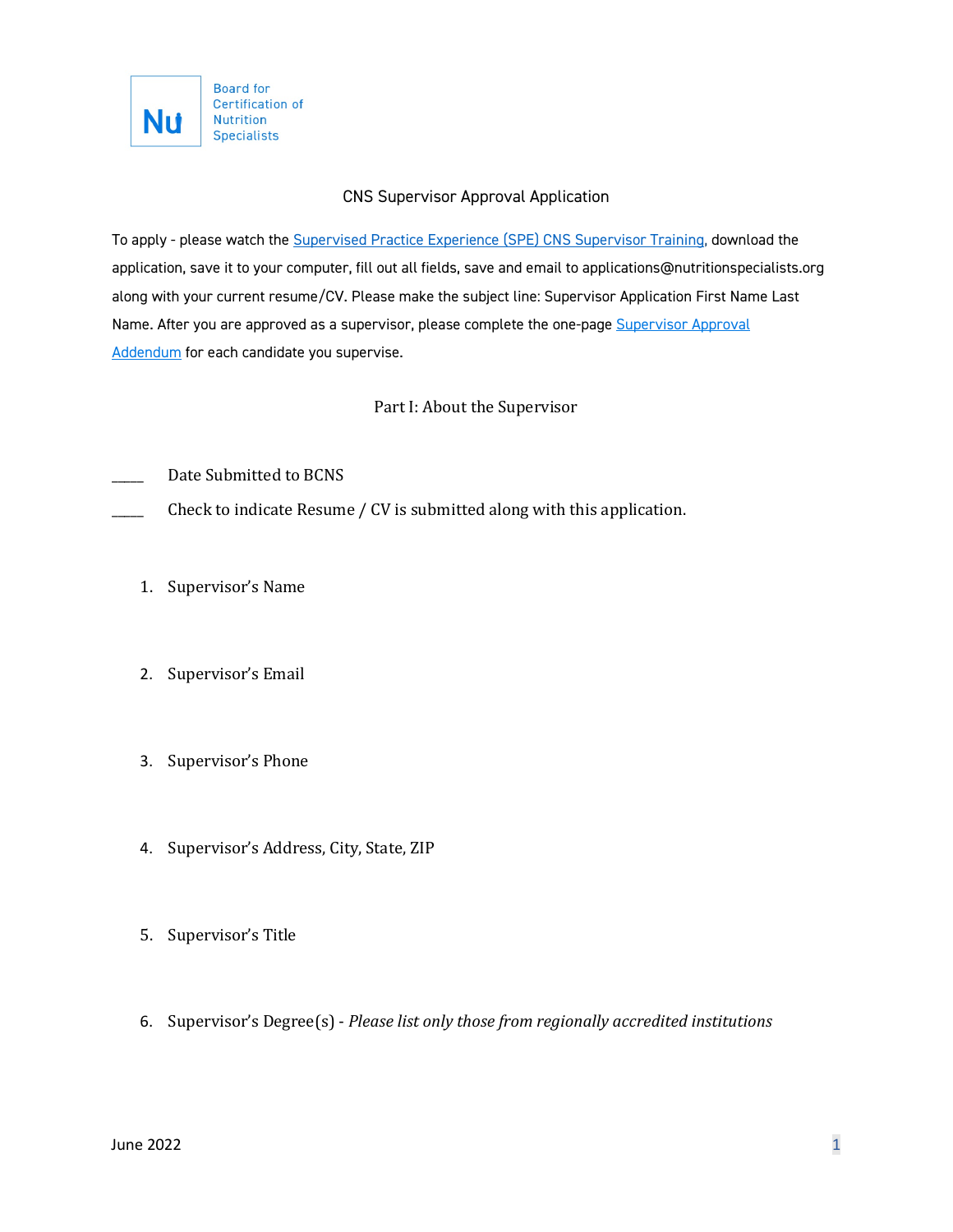Board for Certification of Nutrition Specialists

# CNS Supervisor Approval Application

To apply - please watch the [Supervised Practice Experience (SPE) CNS Supervisor Training](), download the application, save it to your computer, fill out all fields, save and email to applications@nutritionspecialists.org along with your current resume/CV. Please make the subject line: Supervisor Application First Name Last Name. After you are approved as a supervisor, please complete the one-page [Supervisor Approval Addendum]() for each candidate you supervise.

## Part I: About the Supervisor

_____ Date Submitted to BCNS

_____ Check to indicate Resume / CV is submitted along with this application.

1. Supervisor's Name

2. Supervisor's Email

3. Supervisor's Phone

4. Supervisor's Address, City, State, ZIP

5. Supervisor's Title

6. Supervisor's Degree(s) - *Please list only those from regionally accredited institutions*

June 2022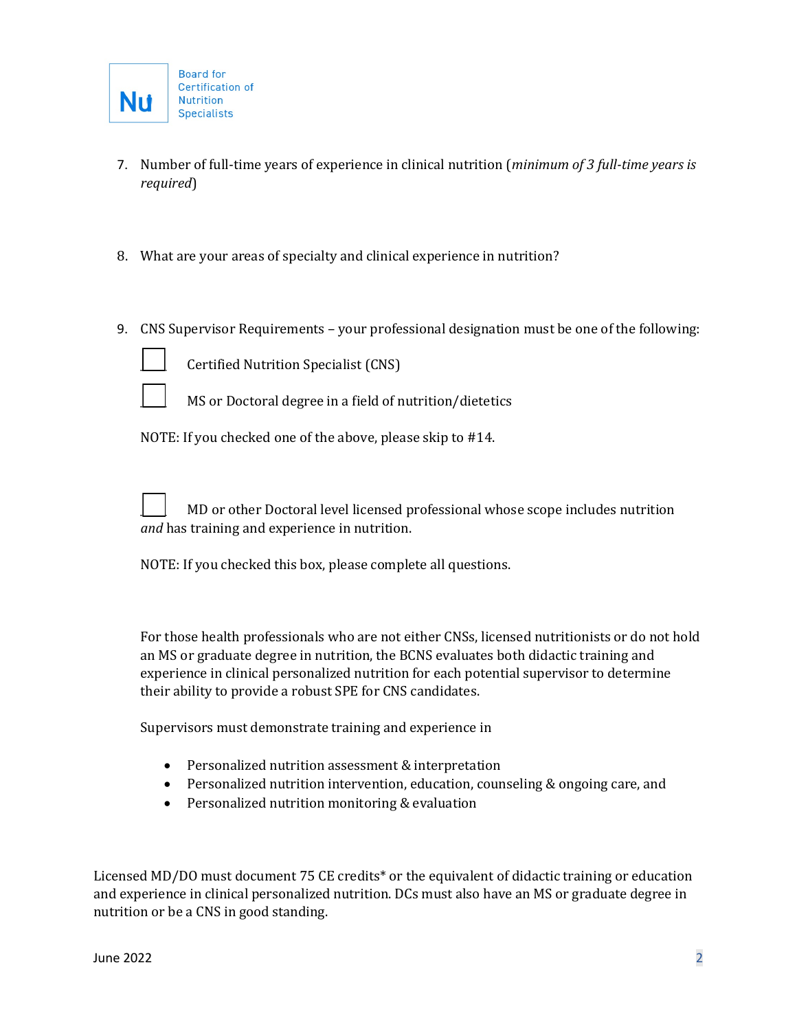7. Number of full-time years of experience in clinical nutrition (*minimum of 3 full-time years is required*)

8. What are your areas of specialty and clinical experience in nutrition?

9. CNS Supervisor Requirements – your professional designation must be one of the following:

   ☐ Certified Nutrition Specialist (CNS)

   ☐ MS or Doctoral degree in a field of nutrition/dietetics

   NOTE: If you checked one of the above, please skip to #14.

   ☐ MD or other Doctoral level licensed professional whose scope includes nutrition *and* has training and experience in nutrition.

   NOTE: If you checked this box, please complete all questions.

   For those health professionals who are not either CNSs, licensed nutritionists or do not hold an MS or graduate degree in nutrition, the BCNS evaluates both didactic training and experience in clinical personalized nutrition for each potential supervisor to determine their ability to provide a robust SPE for CNS candidates.

   Supervisors must demonstrate training and experience in

   - Personalized nutrition assessment & interpretation
   - Personalized nutrition intervention, education, counseling & ongoing care, and
   - Personalized nutrition monitoring & evaluation

Licensed MD/DO must document 75 CE credits* or the equivalent of didactic training or education and experience in clinical personalized nutrition. DCs must also have an MS or graduate degree in nutrition or be a CNS in good standing.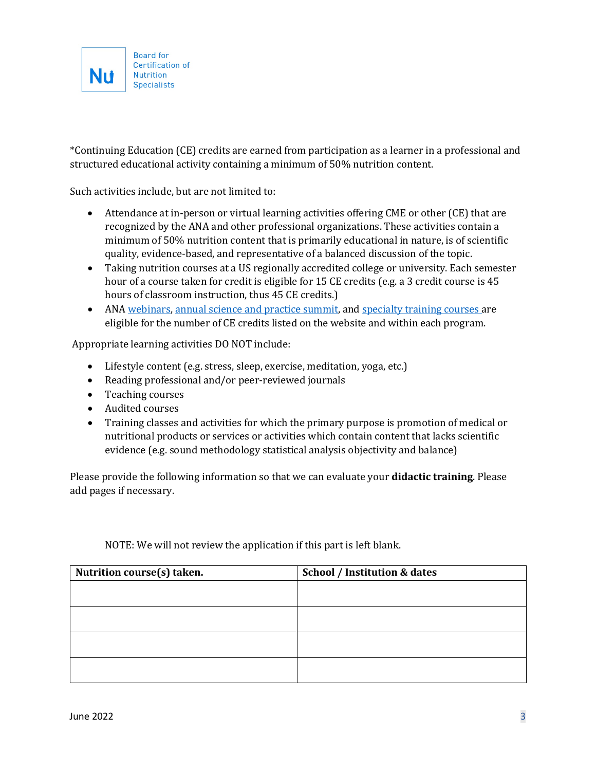Board for Certification of Nutrition Specialists

*Continuing Education (CE) credits are earned from participation as a learner in a professional and structured educational activity containing a minimum of 50% nutrition content.

Such activities include, but are not limited to:

- Attendance at in-person or virtual learning activities offering CME or other (CE) that are recognized by the ANA and other professional organizations. These activities contain a minimum of 50% nutrition content that is primarily educational in nature, is of scientific quality, evidence-based, and representative of a balanced discussion of the topic.
- Taking nutrition courses at a US regionally accredited college or university. Each semester hour of a course taken for credit is eligible for 15 CE credits (e.g. a 3 credit course is 45 hours of classroom instruction, thus 45 CE credits.)
- ANA webinars, annual science and practice summit, and specialty training courses are eligible for the number of CE credits listed on the website and within each program.

Appropriate learning activities DO NOT include:

- Lifestyle content (e.g. stress, sleep, exercise, meditation, yoga, etc.)
- Reading professional and/or peer-reviewed journals
- Teaching courses
- Audited courses
- Training classes and activities for which the primary purpose is promotion of medical or nutritional products or services or activities which contain content that lacks scientific evidence (e.g. sound methodology statistical analysis objectivity and balance)

Please provide the following information so that we can evaluate your **didactic training**. Please add pages if necessary.

NOTE: We will not review the application if this part is left blank.

| **Nutrition course(s) taken.** | **School / Institution & dates** |
|---|---|
| | |
| | |
| | |
| | |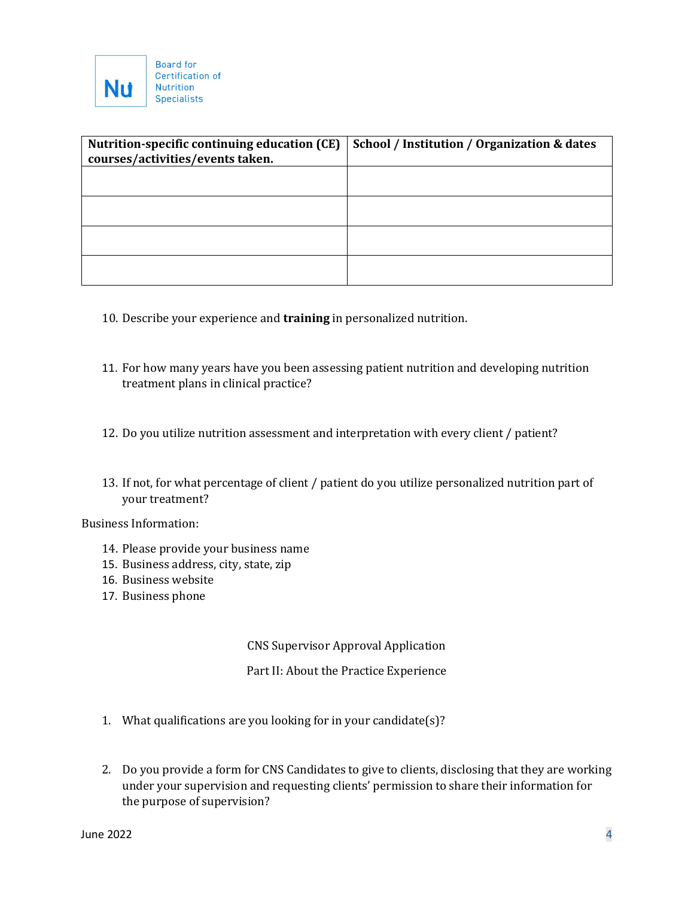| Nutrition-specific continuing education (CE) courses/activities/events taken. | School / Institution / Organization & dates |
| --- | --- |
| | |
| | |
| | |
| | |

10. Describe your experience and **training** in personalized nutrition.

11. For how many years have you been assessing patient nutrition and developing nutrition treatment plans in clinical practice?

12. Do you utilize nutrition assessment and interpretation with every client / patient?

13. If not, for what percentage of client / patient do you utilize personalized nutrition part of your treatment?

Business Information:

14. Please provide your business name
15. Business address, city, state, zip
16. Business website
17. Business phone

CNS Supervisor Approval Application

Part II: About the Practice Experience

1. What qualifications are you looking for in your candidate(s)?

2. Do you provide a form for CNS Candidates to give to clients, disclosing that they are working under your supervision and requesting clients' permission to share their information for the purpose of supervision?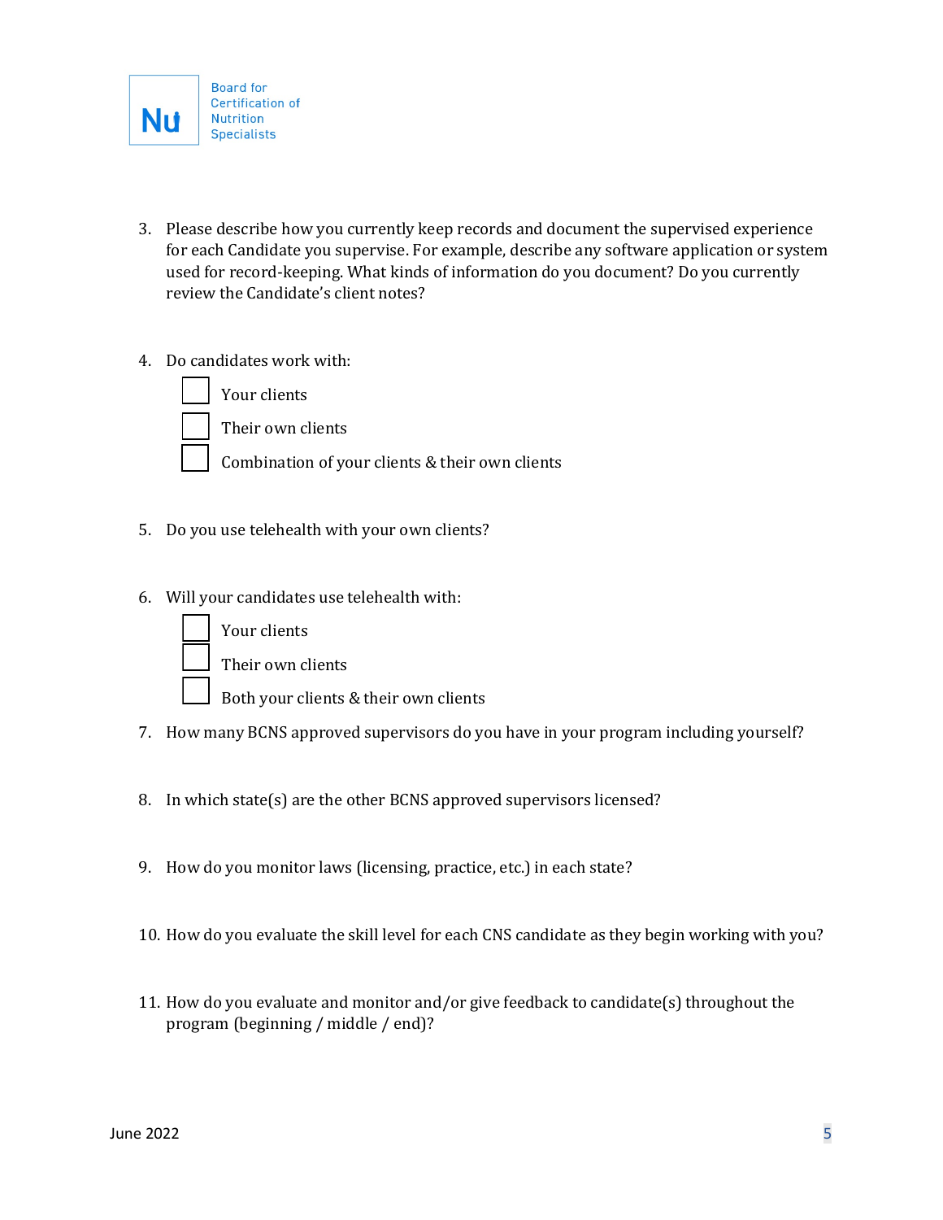3. Please describe how you currently keep records and document the supervised experience for each Candidate you supervise. For example, describe any software application or system used for record-keeping. What kinds of information do you document? Do you currently review the Candidate's client notes?

4. Do candidates work with:
   - ☐ Your clients
   - ☐ Their own clients
   - ☐ Combination of your clients & their own clients

5. Do you use telehealth with your own clients?

6. Will your candidates use telehealth with:
   - ☐ Your clients
   - ☐ Their own clients
   - ☐ Both your clients & their own clients

7. How many BCNS approved supervisors do you have in your program including yourself?

8. In which state(s) are the other BCNS approved supervisors licensed?

9. How do you monitor laws (licensing, practice, etc.) in each state?

10. How do you evaluate the skill level for each CNS candidate as they begin working with you?

11. How do you evaluate and monitor and/or give feedback to candidate(s) throughout the program (beginning / middle / end)?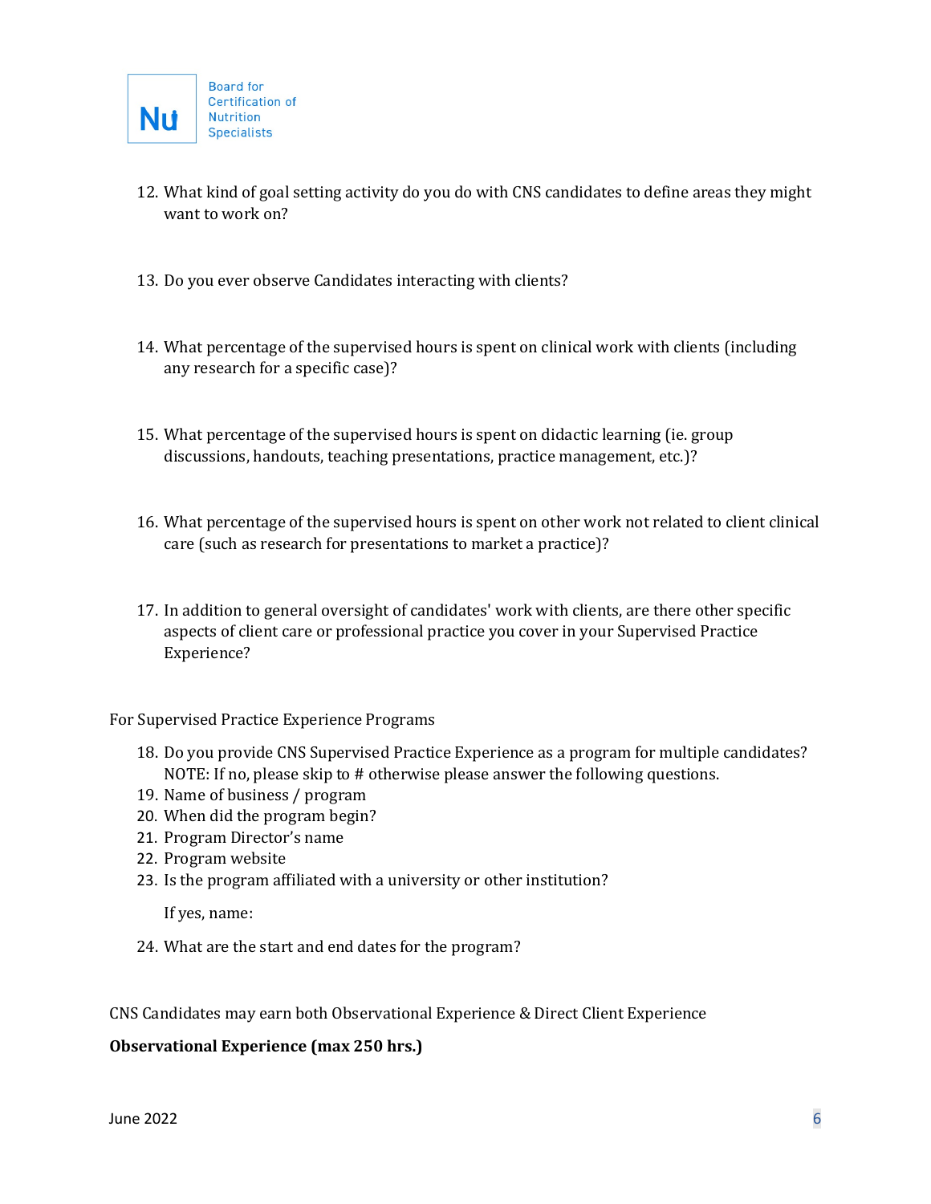12. What kind of goal setting activity do you do with CNS candidates to define areas they might want to work on?

13. Do you ever observe Candidates interacting with clients?

14. What percentage of the supervised hours is spent on clinical work with clients (including any research for a specific case)?

15. What percentage of the supervised hours is spent on didactic learning (ie. group discussions, handouts, teaching presentations, practice management, etc.)?

16. What percentage of the supervised hours is spent on other work not related to client clinical care (such as research for presentations to market a practice)?

17. In addition to general oversight of candidates' work with clients, are there other specific aspects of client care or professional practice you cover in your Supervised Practice Experience?

For Supervised Practice Experience Programs

18. Do you provide CNS Supervised Practice Experience as a program for multiple candidates? NOTE: If no, please skip to # otherwise please answer the following questions.
19. Name of business / program
20. When did the program begin?
21. Program Director's name
22. Program website
23. Is the program affiliated with a university or other institution?

    If yes, name:

24. What are the start and end dates for the program?

CNS Candidates may earn both Observational Experience & Direct Client Experience

**Observational Experience (max 250 hrs.)**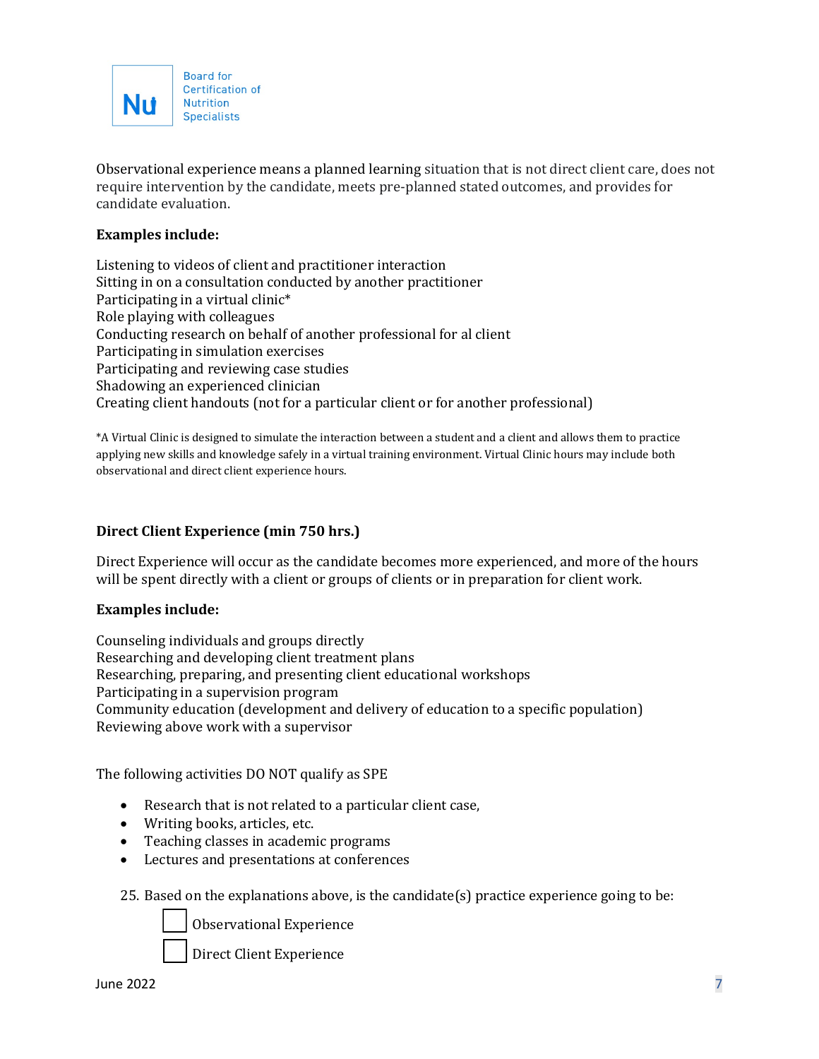Observational experience means a planned learning situation that is not direct client care, does not require intervention by the candidate, meets pre-planned stated outcomes, and provides for candidate evaluation.

**Examples include:**

Listening to videos of client and practitioner interaction
Sitting in on a consultation conducted by another practitioner
Participating in a virtual clinic*
Role playing with colleagues
Conducting research on behalf of another professional for al client
Participating in simulation exercises
Participating and reviewing case studies
Shadowing an experienced clinician
Creating client handouts (not for a particular client or for another professional)

*A Virtual Clinic is designed to simulate the interaction between a student and a client and allows them to practice applying new skills and knowledge safely in a virtual training environment. Virtual Clinic hours may include both observational and direct client experience hours.

**Direct Client Experience (min 750 hrs.)**

Direct Experience will occur as the candidate becomes more experienced, and more of the hours will be spent directly with a client or groups of clients or in preparation for client work.

**Examples include:**

Counseling individuals and groups directly
Researching and developing client treatment plans
Researching, preparing, and presenting client educational workshops
Participating in a supervision program
Community education (development and delivery of education to a specific population)
Reviewing above work with a supervisor

The following activities DO NOT qualify as SPE

- Research that is not related to a particular client case,
- Writing books, articles, etc.
- Teaching classes in academic programs
- Lectures and presentations at conferences

25. Based on the explanations above, is the candidate(s) practice experience going to be:

- [ ] Observational Experience
- [ ] Direct Client Experience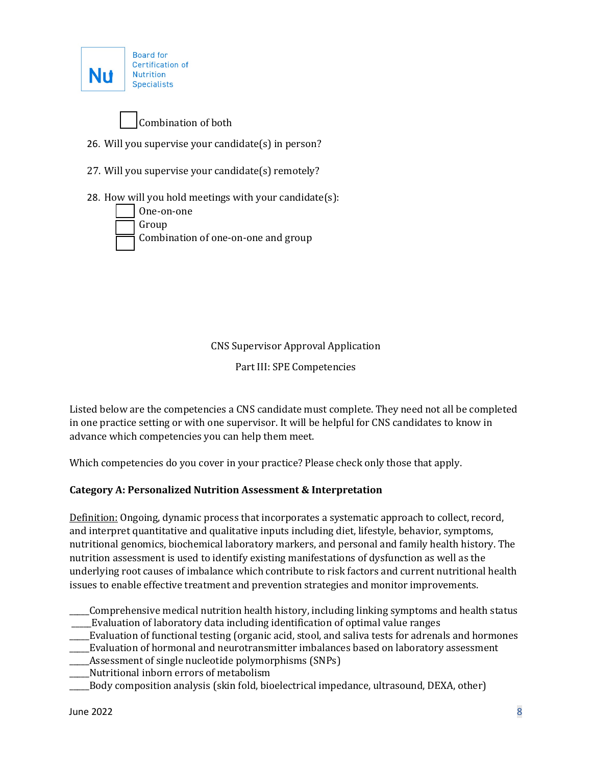- [ ] Combination of both

26. Will you supervise your candidate(s) in person?

27. Will you supervise your candidate(s) remotely?

28. How will you hold meetings with your candidate(s):
    - [ ] One-on-one
    - [ ] Group
    - [ ] Combination of one-on-one and group

CNS Supervisor Approval Application

Part III: SPE Competencies

Listed below are the competencies a CNS candidate must complete. They need not all be completed in one practice setting or with one supervisor. It will be helpful for CNS candidates to know in advance which competencies you can help them meet.

Which competencies do you cover in your practice? Please check only those that apply.

**Category A: Personalized Nutrition Assessment & Interpretation**

<u>Definition:</u> Ongoing, dynamic process that incorporates a systematic approach to collect, record, and interpret quantitative and qualitative inputs including diet, lifestyle, behavior, symptoms, nutritional genomics, biochemical laboratory markers, and personal and family health history. The nutrition assessment is used to identify existing manifestations of dysfunction as well as the underlying root causes of imbalance which contribute to risk factors and current nutritional health issues to enable effective treatment and prevention strategies and monitor improvements.

_____Comprehensive medical nutrition health history, including linking symptoms and health status
_____Evaluation of laboratory data including identification of optimal value ranges
_____Evaluation of functional testing (organic acid, stool, and saliva tests for adrenals and hormones
_____Evaluation of hormonal and neurotransmitter imbalances based on laboratory assessment
_____Assessment of single nucleotide polymorphisms (SNPs)
_____Nutritional inborn errors of metabolism
_____Body composition analysis (skin fold, bioelectrical impedance, ultrasound, DEXA, other)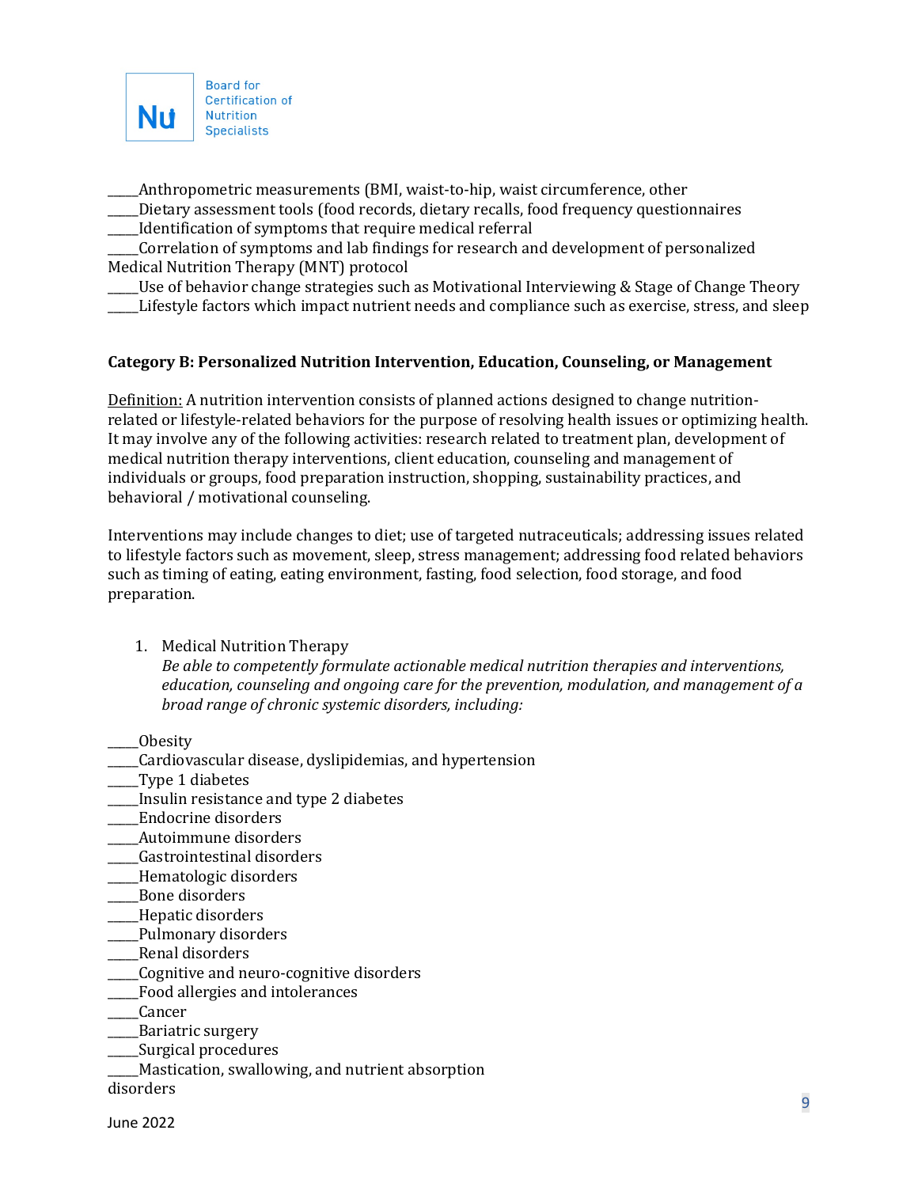_____Anthropometric measurements (BMI, waist-to-hip, waist circumference, other
_____Dietary assessment tools (food records, dietary recalls, food frequency questionnaires
_____Identification of symptoms that require medical referral
_____Correlation of symptoms and lab findings for research and development of personalized Medical Nutrition Therapy (MNT) protocol
_____Use of behavior change strategies such as Motivational Interviewing & Stage of Change Theory
_____Lifestyle factors which impact nutrient needs and compliance such as exercise, stress, and sleep

**Category B: Personalized Nutrition Intervention, Education, Counseling, or Management**

Definition: A nutrition intervention consists of planned actions designed to change nutrition-related or lifestyle-related behaviors for the purpose of resolving health issues or optimizing health. It may involve any of the following activities: research related to treatment plan, development of medical nutrition therapy interventions, client education, counseling and management of individuals or groups, food preparation instruction, shopping, sustainability practices, and behavioral / motivational counseling.

Interventions may include changes to diet; use of targeted nutraceuticals; addressing issues related to lifestyle factors such as movement, sleep, stress management; addressing food related behaviors such as timing of eating, eating environment, fasting, food selection, food storage, and food preparation.

1. Medical Nutrition Therapy
   *Be able to competently formulate actionable medical nutrition therapies and interventions, education, counseling and ongoing care for the prevention, modulation, and management of a broad range of chronic systemic disorders, including:*

_____Obesity
_____Cardiovascular disease, dyslipidemias, and hypertension
_____Type 1 diabetes
_____Insulin resistance and type 2 diabetes
_____Endocrine disorders
_____Autoimmune disorders
_____Gastrointestinal disorders
_____Hematologic disorders
_____Bone disorders
_____Hepatic disorders
_____Pulmonary disorders
_____Renal disorders
_____Cognitive and neuro-cognitive disorders
_____Food allergies and intolerances
_____Cancer
_____Bariatric surgery
_____Surgical procedures
_____Mastication, swallowing, and nutrient absorption disorders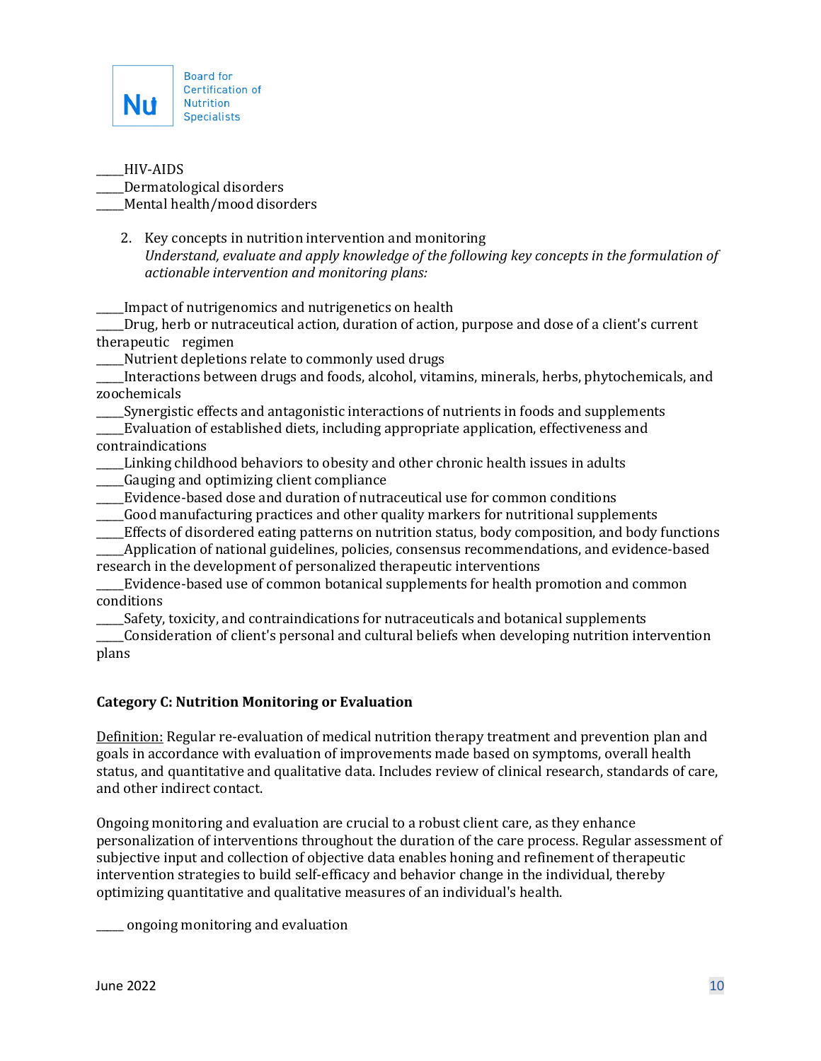_____HIV-AIDS
_____Dermatological disorders
_____Mental health/mood disorders

2. Key concepts in nutrition intervention and monitoring
   *Understand, evaluate and apply knowledge of the following key concepts in the formulation of actionable intervention and monitoring plans:*

_____Impact of nutrigenomics and nutrigenetics on health
_____Drug, herb or nutraceutical action, duration of action, purpose and dose of a client's current therapeutic regimen
_____Nutrient depletions relate to commonly used drugs
_____Interactions between drugs and foods, alcohol, vitamins, minerals, herbs, phytochemicals, and zoochemicals
_____Synergistic effects and antagonistic interactions of nutrients in foods and supplements
_____Evaluation of established diets, including appropriate application, effectiveness and contraindications
_____Linking childhood behaviors to obesity and other chronic health issues in adults
_____Gauging and optimizing client compliance
_____Evidence-based dose and duration of nutraceutical use for common conditions
_____Good manufacturing practices and other quality markers for nutritional supplements
_____Effects of disordered eating patterns on nutrition status, body composition, and body functions
_____Application of national guidelines, policies, consensus recommendations, and evidence-based research in the development of personalized therapeutic interventions
_____Evidence-based use of common botanical supplements for health promotion and common conditions
_____Safety, toxicity, and contraindications for nutraceuticals and botanical supplements
_____Consideration of client's personal and cultural beliefs when developing nutrition intervention plans

**Category C: Nutrition Monitoring or Evaluation**

Definition: Regular re-evaluation of medical nutrition therapy treatment and prevention plan and goals in accordance with evaluation of improvements made based on symptoms, overall health status, and quantitative and qualitative data. Includes review of clinical research, standards of care, and other indirect contact.

Ongoing monitoring and evaluation are crucial to a robust client care, as they enhance personalization of interventions throughout the duration of the care process. Regular assessment of subjective input and collection of objective data enables honing and refinement of therapeutic intervention strategies to build self-efficacy and behavior change in the individual, thereby optimizing quantitative and qualitative measures of an individual's health.

_____ ongoing monitoring and evaluation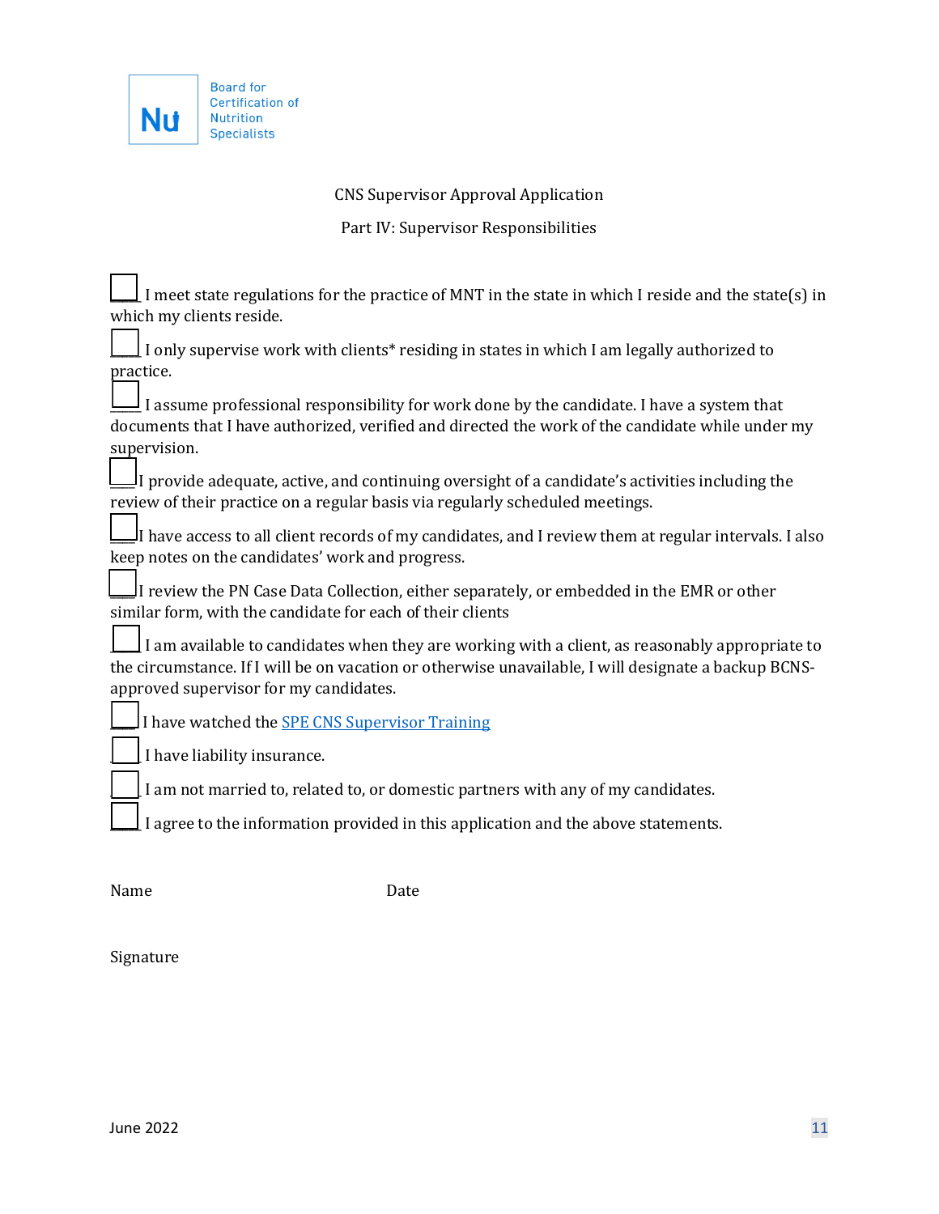Board for Certification of Nutrition Specialists

CNS Supervisor Approval Application

Part IV: Supervisor Responsibilities

- [ ] I meet state regulations for the practice of MNT in the state in which I reside and the state(s) in which my clients reside.
- [ ] I only supervise work with clients* residing in states in which I am legally authorized to practice.
- [ ] I assume professional responsibility for work done by the candidate. I have a system that documents that I have authorized, verified and directed the work of the candidate while under my supervision.
- [ ] I provide adequate, active, and continuing oversight of a candidate's activities including the review of their practice on a regular basis via regularly scheduled meetings.
- [ ] I have access to all client records of my candidates, and I review them at regular intervals. I also keep notes on the candidates' work and progress.
- [ ] I review the PN Case Data Collection, either separately, or embedded in the EMR or other similar form, with the candidate for each of their clients
- [ ] I am available to candidates when they are working with a client, as reasonably appropriate to the circumstance. If I will be on vacation or otherwise unavailable, I will designate a backup BCNS-approved supervisor for my candidates.
- [ ] I have watched the [SPE CNS Supervisor Training]
- [ ] I have liability insurance.
- [ ] I am not married to, related to, or domestic partners with any of my candidates.
- [ ] I agree to the information provided in this application and the above statements.

Name Date

Signature

June 2022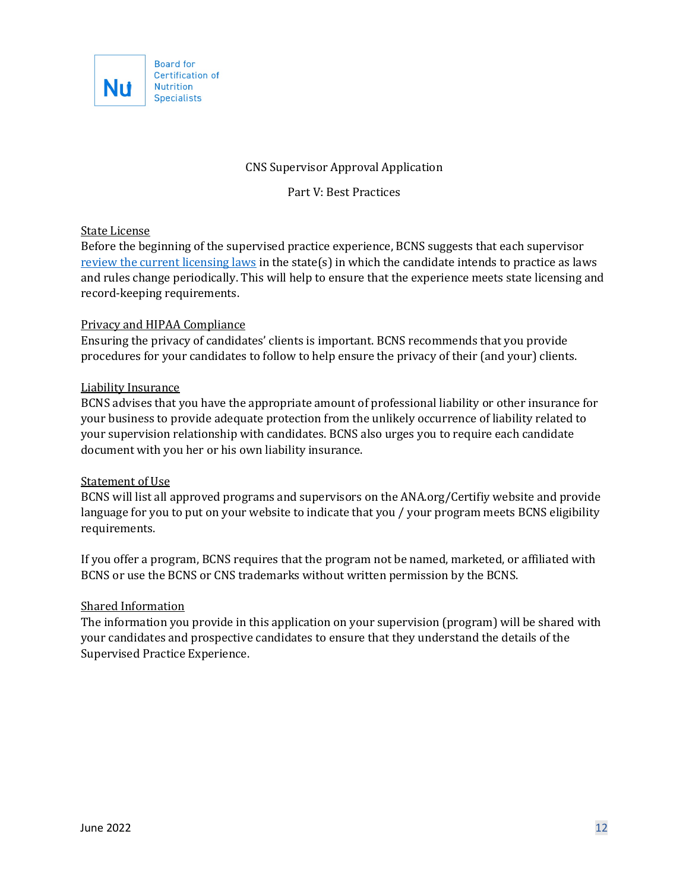Board for Certification of Nutrition Specialists

CNS Supervisor Approval Application

Part V: Best Practices

<u>State License</u>

Before the beginning of the supervised practice experience, BCNS suggests that each supervisor [review the current licensing laws]() in the state(s) in which the candidate intends to practice as laws and rules change periodically. This will help to ensure that the experience meets state licensing and record-keeping requirements.

<u>Privacy and HIPAA Compliance</u>

Ensuring the privacy of candidates' clients is important. BCNS recommends that you provide procedures for your candidates to follow to help ensure the privacy of their (and your) clients.

<u>Liability Insurance</u>

BCNS advises that you have the appropriate amount of professional liability or other insurance for your business to provide adequate protection from the unlikely occurrence of liability related to your supervision relationship with candidates. BCNS also urges you to require each candidate document with you her or his own liability insurance.

<u>Statement of Use</u>

BCNS will list all approved programs and supervisors on the ANA.org/Certifiy website and provide language for you to put on your website to indicate that you / your program meets BCNS eligibility requirements.

If you offer a program, BCNS requires that the program not be named, marketed, or affiliated with BCNS or use the BCNS or CNS trademarks without written permission by the BCNS.

<u>Shared Information</u>

The information you provide in this application on your supervision (program) will be shared with your candidates and prospective candidates to ensure that they understand the details of the Supervised Practice Experience.

June 2022